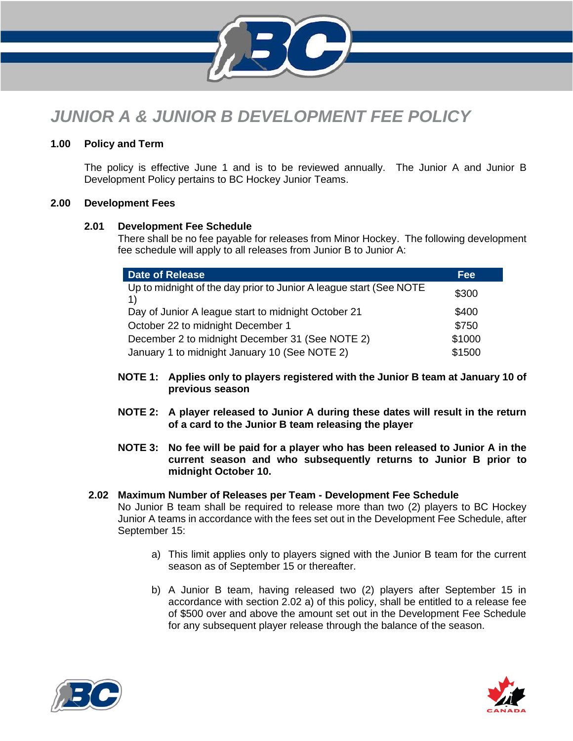# JUNIOR A & JUNIOR B DEVELOPMENT FEE POLICY

## 1.00 Policy and Term

The policy is effective June 1 and is to be reviewed annually. The Junior A and Junior B Development Policy pertains to BC Hockey Junior Teams.

## 2.00 Development Fees

### 2.01 Development Fee Schedule

There shall be no fee payable for releases from Minor Hockey. The following development fee schedule will apply to all releases from Junior B to Junior A:

| Date of Release | Fee |
|---|---|
| Up to midnight of the day prior to Junior A league start (See NOTE 1) | $300 |
| Day of Junior A league start to midnight October 21 | $400 |
| October 22 to midnight December 1 | $750 |
| December 2 to midnight December 31 (See NOTE 2) | $1000 |
| January 1 to midnight January 10 (See NOTE 2) | $1500 |

**NOTE 1: Applies only to players registered with the Junior B team at January 10 of previous season**

**NOTE 2: A player released to Junior A during these dates will result in the return of a card to the Junior B team releasing the player**

**NOTE 3: No fee will be paid for a player who has been released to Junior A in the current season and who subsequently returns to Junior B prior to midnight October 10.**

### 2.02 Maximum Number of Releases per Team - Development Fee Schedule

No Junior B team shall be required to release more than two (2) players to BC Hockey Junior A teams in accordance with the fees set out in the Development Fee Schedule, after September 15:

a) This limit applies only to players signed with the Junior B team for the current season as of September 15 or thereafter.

b) A Junior B team, having released two (2) players after September 15 in accordance with section 2.02 a) of this policy, shall be entitled to a release fee of $500 over and above the amount set out in the Development Fee Schedule for any subsequent player release through the balance of the season.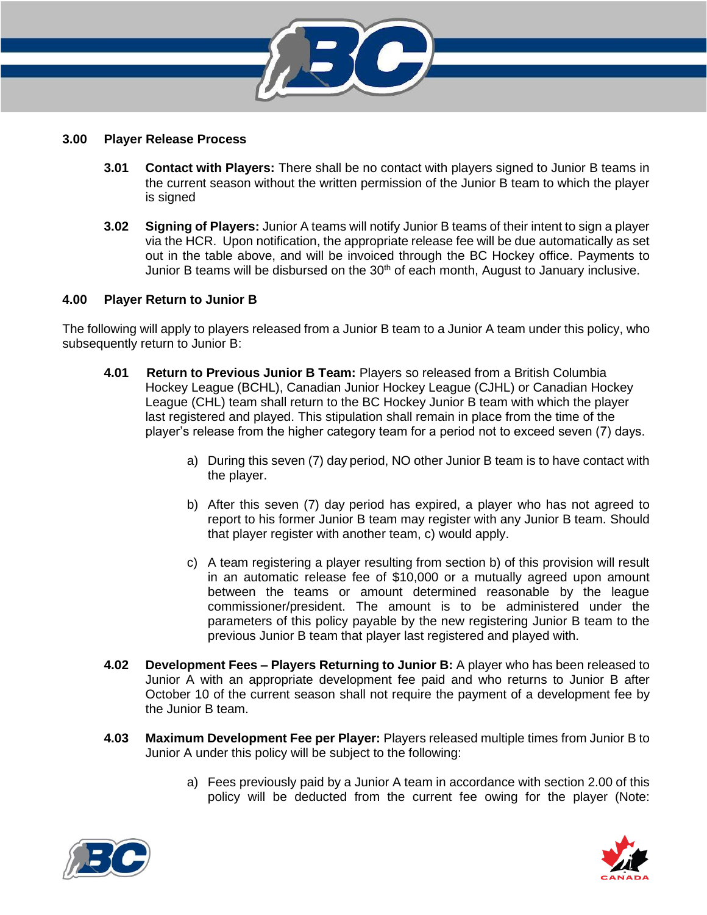## 3.00 Player Release Process

**3.01 Contact with Players:** There shall be no contact with players signed to Junior B teams in the current season without the written permission of the Junior B team to which the player is signed

**3.02 Signing of Players:** Junior A teams will notify Junior B teams of their intent to sign a player via the HCR. Upon notification, the appropriate release fee will be due automatically as set out in the table above, and will be invoiced through the BC Hockey office. Payments to Junior B teams will be disbursed on the 30th of each month, August to January inclusive.

## 4.00 Player Return to Junior B

The following will apply to players released from a Junior B team to a Junior A team under this policy, who subsequently return to Junior B:

**4.01 Return to Previous Junior B Team:** Players so released from a British Columbia Hockey League (BCHL), Canadian Junior Hockey League (CJHL) or Canadian Hockey League (CHL) team shall return to the BC Hockey Junior B team with which the player last registered and played. This stipulation shall remain in place from the time of the player's release from the higher category team for a period not to exceed seven (7) days.

a) During this seven (7) day period, NO other Junior B team is to have contact with the player.

b) After this seven (7) day period has expired, a player who has not agreed to report to his former Junior B team may register with any Junior B team. Should that player register with another team, c) would apply.

c) A team registering a player resulting from section b) of this provision will result in an automatic release fee of $10,000 or a mutually agreed upon amount between the teams or amount determined reasonable by the league commissioner/president. The amount is to be administered under the parameters of this policy payable by the new registering Junior B team to the previous Junior B team that player last registered and played with.

**4.02 Development Fees – Players Returning to Junior B:** A player who has been released to Junior A with an appropriate development fee paid and who returns to Junior B after October 10 of the current season shall not require the payment of a development fee by the Junior B team.

**4.03 Maximum Development Fee per Player:** Players released multiple times from Junior B to Junior A under this policy will be subject to the following:

a) Fees previously paid by a Junior A team in accordance with section 2.00 of this policy will be deducted from the current fee owing for the player (Note: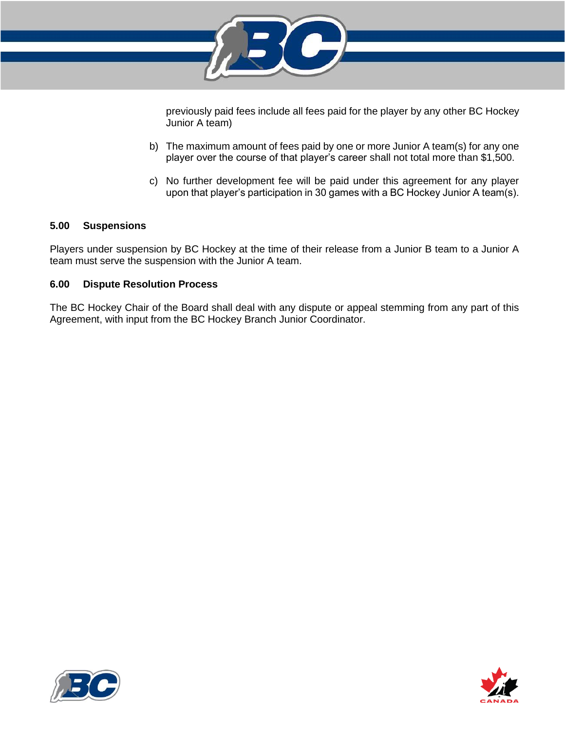previously paid fees include all fees paid for the player by any other BC Hockey Junior A team)

b) The maximum amount of fees paid by one or more Junior A team(s) for any one player over the course of that player's career shall not total more than $1,500.

c) No further development fee will be paid under this agreement for any player upon that player's participation in 30 games with a BC Hockey Junior A team(s).

## 5.00 Suspensions

Players under suspension by BC Hockey at the time of their release from a Junior B team to a Junior A team must serve the suspension with the Junior A team.

## 6.00 Dispute Resolution Process

The BC Hockey Chair of the Board shall deal with any dispute or appeal stemming from any part of this Agreement, with input from the BC Hockey Branch Junior Coordinator.